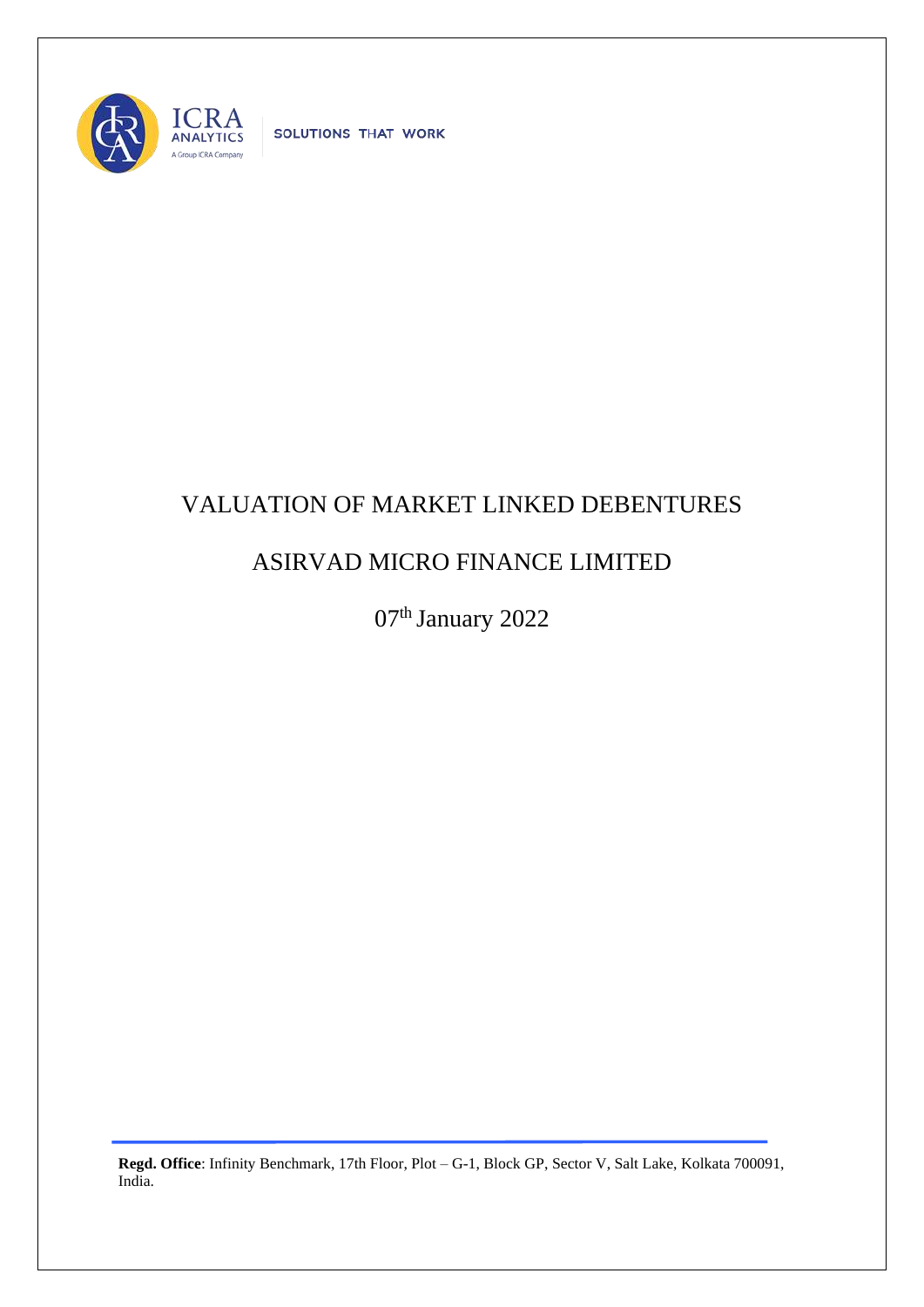ICRA ANALYTICS

A Group ICRA Company

SOLUTIONS THAT WORK

# VALUATION OF MARKET LINKED DEBENTURES

# ASIRVAD MICRO FINANCE LIMITED

07th January 2022

**Regd. Office**: Infinity Benchmark, 17th Floor, Plot – G-1, Block GP, Sector V, Salt Lake, Kolkata 700091, India.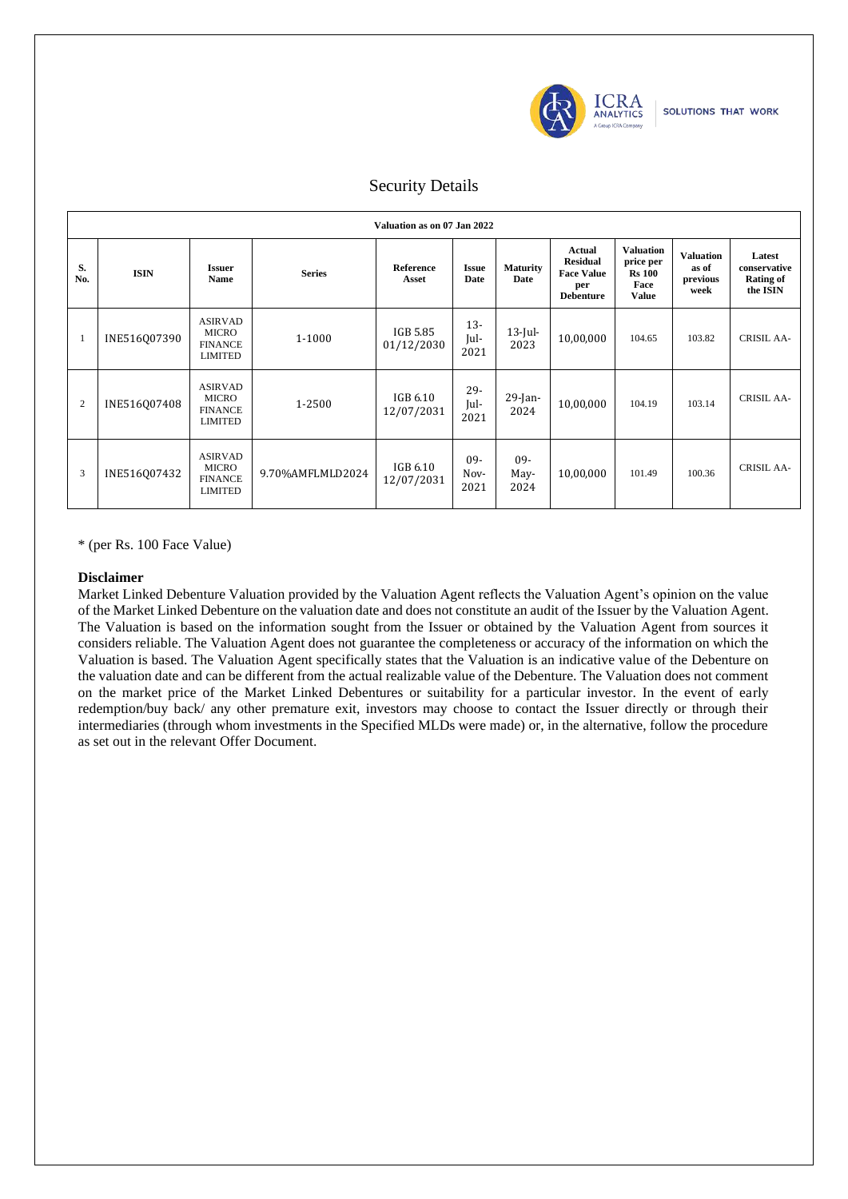# Security Details

| Valuation as on 07 Jan 2022 | | | | | | | | | | |
|---|---|---|---|---|---|---|---|---|---|---|
| S. No. | ISIN | Issuer Name | Series | Reference Asset | Issue Date | Maturity Date | Actual Residual Face Value per Debenture | Valuation price per Rs 100 Face Value | Valuation as of previous week | Latest conservative Rating of the ISIN |
| 1 | INE516Q07390 | ASIRVAD MICRO FINANCE LIMITED | 1-1000 | IGB 5.85 01/12/2030 | 13-Jul-2021 | 13-Jul-2023 | 10,00,000 | 104.65 | 103.82 | CRISIL AA- |
| 2 | INE516Q07408 | ASIRVAD MICRO FINANCE LIMITED | 1-2500 | IGB 6.10 12/07/2031 | 29-Jul-2021 | 29-Jan-2024 | 10,00,000 | 104.19 | 103.14 | CRISIL AA- |
| 3 | INE516Q07432 | ASIRVAD MICRO FINANCE LIMITED | 9.70%AMFLMLD2024 | IGB 6.10 12/07/2031 | 09-Nov-2021 | 09-May-2024 | 10,00,000 | 101.49 | 100.36 | CRISIL AA- |

* (per Rs. 100 Face Value)

**Disclaimer**

Market Linked Debenture Valuation provided by the Valuation Agent reflects the Valuation Agent's opinion on the value of the Market Linked Debenture on the valuation date and does not constitute an audit of the Issuer by the Valuation Agent. The Valuation is based on the information sought from the Issuer or obtained by the Valuation Agent from sources it considers reliable. The Valuation Agent does not guarantee the completeness or accuracy of the information on which the Valuation is based. The Valuation Agent specifically states that the Valuation is an indicative value of the Debenture on the valuation date and can be different from the actual realizable value of the Debenture. The Valuation does not comment on the market price of the Market Linked Debentures or suitability for a particular investor. In the event of early redemption/buy back/ any other premature exit, investors may choose to contact the Issuer directly or through their intermediaries (through whom investments in the Specified MLDs were made) or, in the alternative, follow the procedure as set out in the relevant Offer Document.